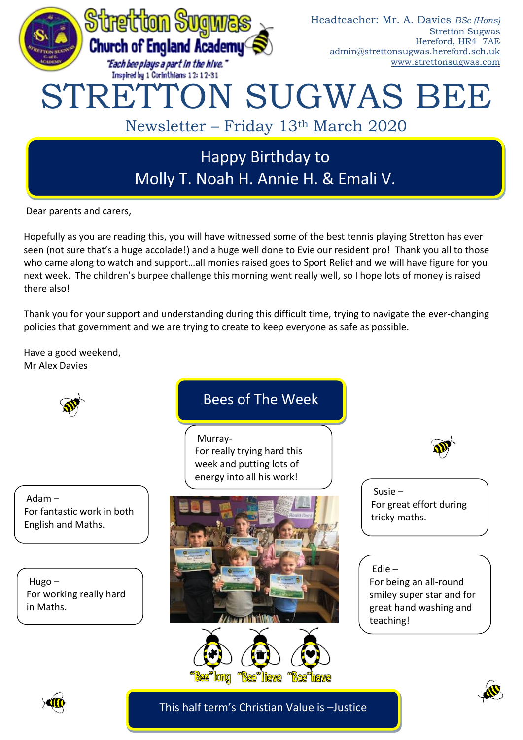Stretton Sugwas Church of England Academy

*"Each bee plays a part in the hive."*
Inspired by 1 Corinthians 12: 12-31

Headteacher: Mr. A. Davies *BSc (Hons)*
Stretton Sugwas
Hereford, HR4 7AE
admin@strettonsugwas.hereford.sch.uk
www.strettonsugwas.com

# STRETTON SUGWAS BEE

Newsletter – Friday 13th March 2020

## Happy Birthday to Molly T. Noah H. Annie H. & Emali V.

Dear parents and carers,

Hopefully as you are reading this, you will have witnessed some of the best tennis playing Stretton has ever seen (not sure that's a huge accolade!) and a huge well done to Evie our resident pro! Thank you all to those who came along to watch and support…all monies raised goes to Sport Relief and we will have figure for you next week. The children's burpee challenge this morning went really well, so I hope lots of money is raised there also!

Thank you for your support and understanding during this difficult time, trying to navigate the ever-changing policies that government and we are trying to create to keep everyone as safe as possible.

Have a good weekend,
Mr Alex Davies

## Bees of The Week

Murray-
For really trying hard this week and putting lots of energy into all his work!

Adam –
For fantastic work in both English and Maths.

Hugo –
For working really hard in Maths.

Susie –
For great effort during tricky maths.

Edie –
For being an all-round smiley super star and for great hand washing and teaching!

"Bee"long "Bee"lieve "Bee"have

## This half term's Christian Value is –Justice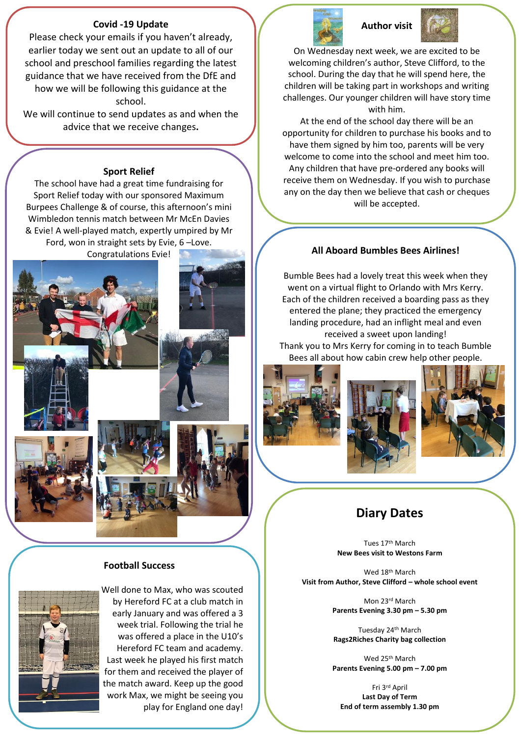## Covid -19 Update

Please check your emails if you haven't already, earlier today we sent out an update to all of our school and preschool families regarding the latest guidance that we have received from the DfE and how we will be following this guidance at the school.

We will continue to send updates as and when the advice that we receive changes.

## Sport Relief

The school have had a great time fundraising for Sport Relief today with our sponsored Maximum Burpees Challenge & of course, this afternoon's mini Wimbledon tennis match between Mr McEn Davies & Evie! A well-played match, expertly umpired by Mr Ford, won in straight sets by Evie, 6 –Love.

Congratulations Evie!

## Football Success

Well done to Max, who was scouted by Hereford FC at a club match in early January and was offered a 3 week trial. Following the trial he was offered a place in the U10's Hereford FC team and academy. Last week he played his first match for them and received the player of the match award. Keep up the good work Max, we might be seeing you play for England one day!

## Author visit

On Wednesday next week, we are excited to be welcoming children's author, Steve Clifford, to the school. During the day that he will spend here, the children will be taking part in workshops and writing challenges. Our younger children will have story time with him.

At the end of the school day there will be an opportunity for children to purchase his books and to have them signed by him too, parents will be very welcome to come into the school and meet him too. Any children that have pre-ordered any books will receive them on Wednesday. If you wish to purchase any on the day then we believe that cash or cheques will be accepted.

## All Aboard Bumbles Bees Airlines!

Bumble Bees had a lovely treat this week when they went on a virtual flight to Orlando with Mrs Kerry. Each of the children received a boarding pass as they entered the plane; they practiced the emergency landing procedure, had an inflight meal and even received a sweet upon landing!

Thank you to Mrs Kerry for coming in to teach Bumble Bees all about how cabin crew help other people.

## Diary Dates

Tues 17th March
**New Bees visit to Westons Farm**

Wed 18th March
**Visit from Author, Steve Clifford – whole school event**

Mon 23rd March
**Parents Evening 3.30 pm – 5.30 pm**

Tuesday 24th March
**Rags2Riches Charity bag collection**

Wed 25th March
**Parents Evening 5.00 pm – 7.00 pm**

Fri 3rd April
**Last Day of Term**
**End of term assembly 1.30 pm**